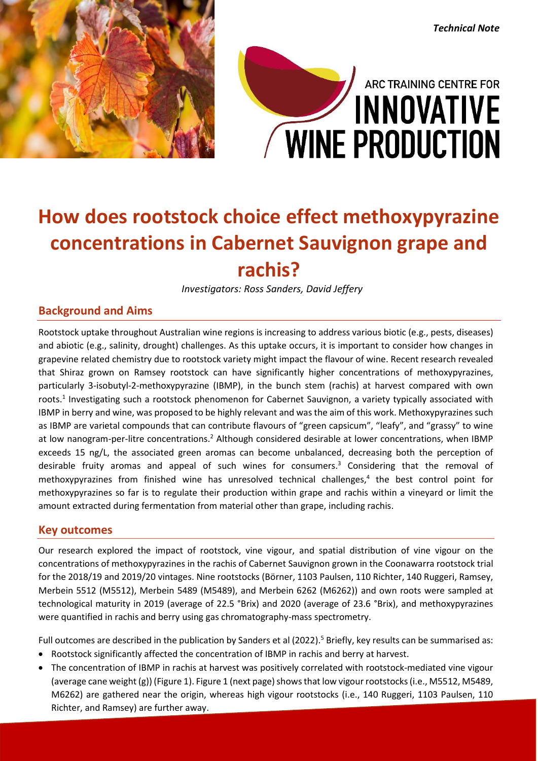*Technical Note*

ARC TRAINING CENTRE FOR INNOVATIVE WINE PRODUCTION

# How does rootstock choice effect methoxypyrazine concentrations in Cabernet Sauvignon grape and rachis?

*Investigators: Ross Sanders, David Jeffery*

## Background and Aims

Rootstock uptake throughout Australian wine regions is increasing to address various biotic (e.g., pests, diseases) and abiotic (e.g., salinity, drought) challenges. As this uptake occurs, it is important to consider how changes in grapevine related chemistry due to rootstock variety might impact the flavour of wine. Recent research revealed that Shiraz grown on Ramsey rootstock can have significantly higher concentrations of methoxypyrazines, particularly 3-isobutyl-2-methoxypyrazine (IBMP), in the bunch stem (rachis) at harvest compared with own roots.[1] Investigating such a rootstock phenomenon for Cabernet Sauvignon, a variety typically associated with IBMP in berry and wine, was proposed to be highly relevant and was the aim of this work. Methoxypyrazines such as IBMP are varietal compounds that can contribute flavours of "green capsicum", "leafy", and "grassy" to wine at low nanogram-per-litre concentrations.[2] Although considered desirable at lower concentrations, when IBMP exceeds 15 ng/L, the associated green aromas can become unbalanced, decreasing both the perception of desirable fruity aromas and appeal of such wines for consumers.[3] Considering that the removal of methoxypyrazines from finished wine has unresolved technical challenges,[4] the best control point for methoxypyrazines so far is to regulate their production within grape and rachis within a vineyard or limit the amount extracted during fermentation from material other than grape, including rachis.

## Key outcomes

Our research explored the impact of rootstock, vine vigour, and spatial distribution of vine vigour on the concentrations of methoxypyrazines in the rachis of Cabernet Sauvignon grown in the Coonawarra rootstock trial for the 2018/19 and 2019/20 vintages. Nine rootstocks (Börner, 1103 Paulsen, 110 Richter, 140 Ruggeri, Ramsey, Merbein 5512 (M5512), Merbein 5489 (M5489), and Merbein 6262 (M6262)) and own roots were sampled at technological maturity in 2019 (average of 22.5 °Brix) and 2020 (average of 23.6 °Brix), and methoxypyrazines were quantified in rachis and berry using gas chromatography-mass spectrometry.

Full outcomes are described in the publication by Sanders et al (2022).[5] Briefly, key results can be summarised as:

- Rootstock significantly affected the concentration of IBMP in rachis and berry at harvest.
- The concentration of IBMP in rachis at harvest was positively correlated with rootstock-mediated vine vigour (average cane weight (g)) (Figure 1). Figure 1 (next page) shows that low vigour rootstocks (i.e., M5512, M5489, M6262) are gathered near the origin, whereas high vigour rootstocks (i.e., 140 Ruggeri, 1103 Paulsen, 110 Richter, and Ramsey) are further away.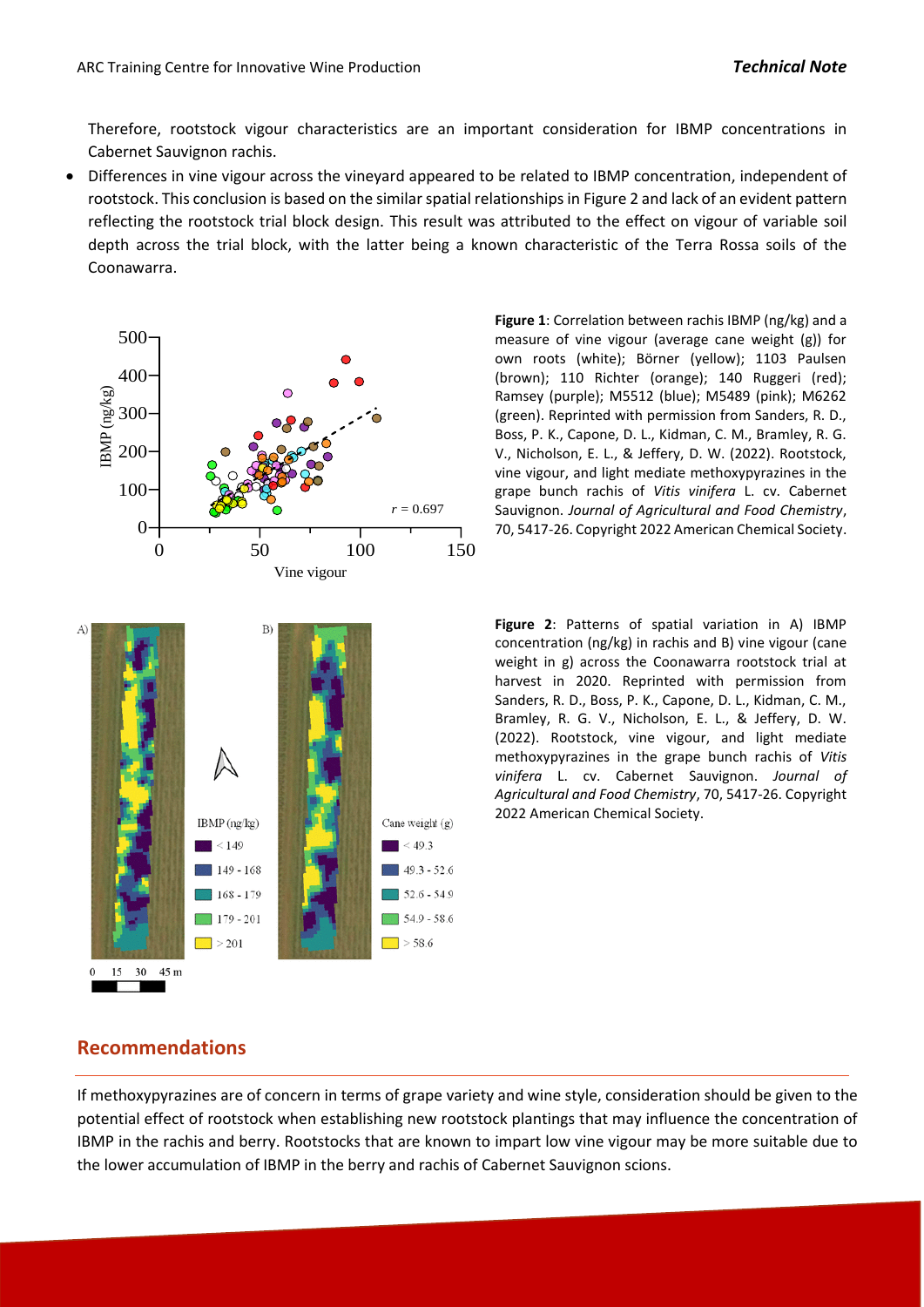Therefore, rootstock vigour characteristics are an important consideration for IBMP concentrations in Cabernet Sauvignon rachis.

- Differences in vine vigour across the vineyard appeared to be related to IBMP concentration, independent of rootstock. This conclusion is based on the similar spatial relationships in Figure 2 and lack of an evident pattern reflecting the rootstock trial block design. This result was attributed to the effect on vigour of variable soil depth across the trial block, with the latter being a known characteristic of the Terra Rossa soils of the Coonawarra.

**Figure 1**: Correlation between rachis IBMP (ng/kg) and a measure of vine vigour (average cane weight (g)) for own roots (white); Börner (yellow); 1103 Paulsen (brown); 110 Richter (orange); 140 Ruggeri (red); Ramsey (purple); M5512 (blue); M5489 (pink); M6262 (green). Reprinted with permission from Sanders, R. D., Boss, P. K., Capone, D. L., Kidman, C. M., Bramley, R. G. V., Nicholson, E. L., & Jeffery, D. W. (2022). Rootstock, vine vigour, and light mediate methoxypyrazines in the grape bunch rachis of *Vitis vinifera* L. cv. Cabernet Sauvignon. *Journal of Agricultural and Food Chemistry*, 70, 5417-26. Copyright 2022 American Chemical Society.

**Figure 2**: Patterns of spatial variation in A) IBMP concentration (ng/kg) in rachis and B) vine vigour (cane weight in g) across the Coonawarra rootstock trial at harvest in 2020. Reprinted with permission from Sanders, R. D., Boss, P. K., Capone, D. L., Kidman, C. M., Bramley, R. G. V., Nicholson, E. L., & Jeffery, D. W. (2022). Rootstock, vine vigour, and light mediate methoxypyrazines in the grape bunch rachis of *Vitis vinifera* L. cv. Cabernet Sauvignon. *Journal of Agricultural and Food Chemistry*, 70, 5417-26. Copyright 2022 American Chemical Society.

## Recommendations

If methoxypyrazines are of concern in terms of grape variety and wine style, consideration should be given to the potential effect of rootstock when establishing new rootstock plantings that may influence the concentration of IBMP in the rachis and berry. Rootstocks that are known to impart low vine vigour may be more suitable due to the lower accumulation of IBMP in the berry and rachis of Cabernet Sauvignon scions.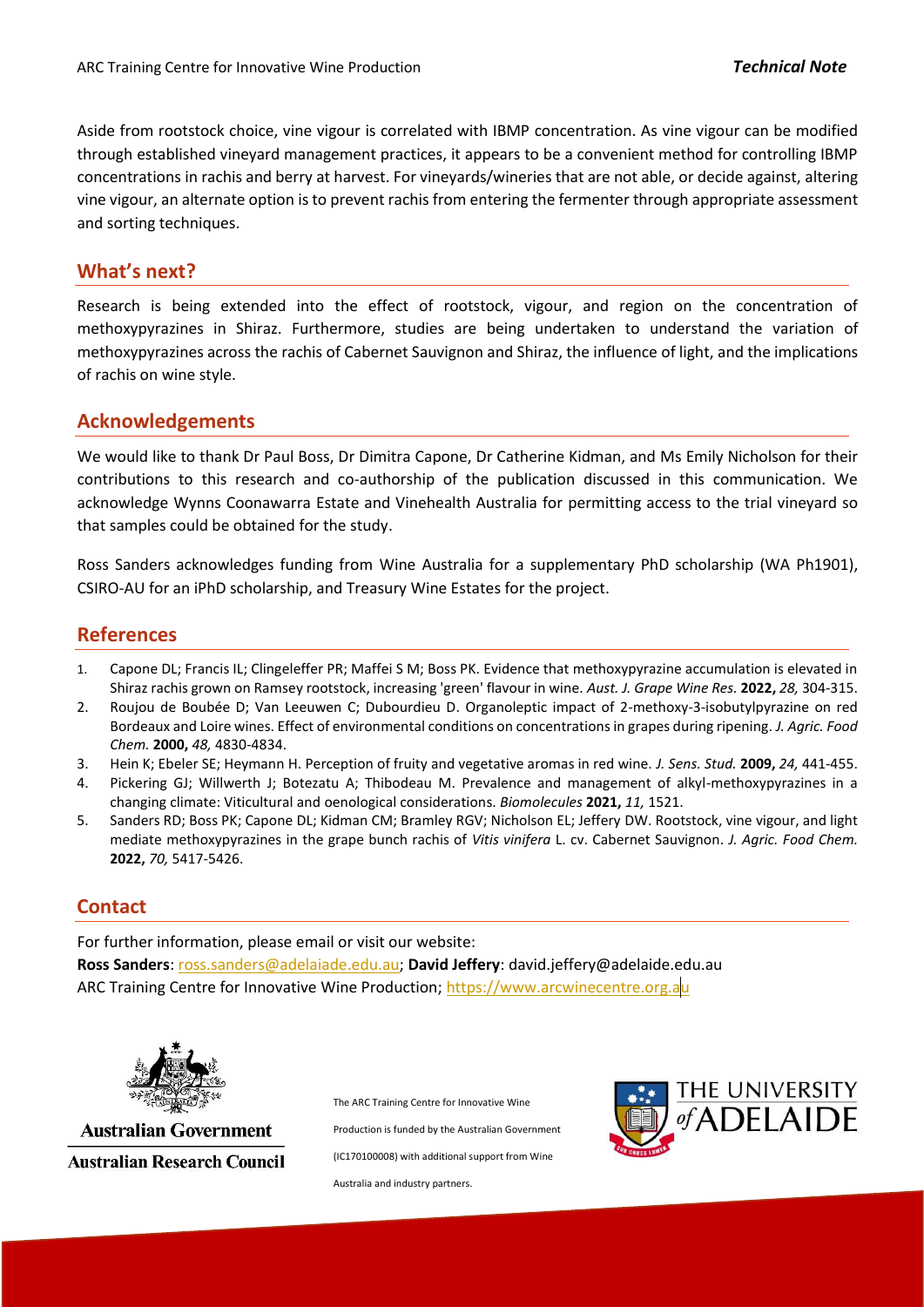Aside from rootstock choice, vine vigour is correlated with IBMP concentration. As vine vigour can be modified through established vineyard management practices, it appears to be a convenient method for controlling IBMP concentrations in rachis and berry at harvest. For vineyards/wineries that are not able, or decide against, altering vine vigour, an alternate option is to prevent rachis from entering the fermenter through appropriate assessment and sorting techniques.

## What's next?

Research is being extended into the effect of rootstock, vigour, and region on the concentration of methoxypyrazines in Shiraz. Furthermore, studies are being undertaken to understand the variation of methoxypyrazines across the rachis of Cabernet Sauvignon and Shiraz, the influence of light, and the implications of rachis on wine style.

## Acknowledgements

We would like to thank Dr Paul Boss, Dr Dimitra Capone, Dr Catherine Kidman, and Ms Emily Nicholson for their contributions to this research and co-authorship of the publication discussed in this communication. We acknowledge Wynns Coonawarra Estate and Vinehealth Australia for permitting access to the trial vineyard so that samples could be obtained for the study.

Ross Sanders acknowledges funding from Wine Australia for a supplementary PhD scholarship (WA Ph1901), CSIRO-AU for an iPhD scholarship, and Treasury Wine Estates for the project.

## References

1. Capone DL; Francis IL; Clingeleffer PR; Maffei S M; Boss PK. Evidence that methoxypyrazine accumulation is elevated in Shiraz rachis grown on Ramsey rootstock, increasing 'green' flavour in wine. *Aust. J. Grape Wine Res.* **2022,** *28,* 304-315.
2. Roujou de Boubée D; Van Leeuwen C; Dubourdieu D. Organoleptic impact of 2-methoxy-3-isobutylpyrazine on red Bordeaux and Loire wines. Effect of environmental conditions on concentrations in grapes during ripening. *J. Agric. Food Chem.* **2000,** *48,* 4830-4834.
3. Hein K; Ebeler SE; Heymann H. Perception of fruity and vegetative aromas in red wine. *J. Sens. Stud.* **2009,** *24,* 441-455.
4. Pickering GJ; Willwerth J; Botezatu A; Thibodeau M. Prevalence and management of alkyl-methoxypyrazines in a changing climate: Viticultural and oenological considerations. *Biomolecules* **2021,** *11,* 1521.
5. Sanders RD; Boss PK; Capone DL; Kidman CM; Bramley RGV; Nicholson EL; Jeffery DW. Rootstock, vine vigour, and light mediate methoxypyrazines in the grape bunch rachis of *Vitis vinifera* L. cv. Cabernet Sauvignon. *J. Agric. Food Chem.* **2022,** *70,* 5417-5426.

## Contact

For further information, please email or visit our website:
**Ross Sanders**: ross.sanders@adelaiade.edu.au; **David Jeffery**: david.jeffery@adelaide.edu.au
ARC Training Centre for Innovative Wine Production; https://www.arcwinecentre.org.au

Australian Government
Australian Research Council

The ARC Training Centre for Innovative Wine Production is funded by the Australian Government (IC170100008) with additional support from Wine Australia and industry partners.

THE UNIVERSITY of ADELAIDE